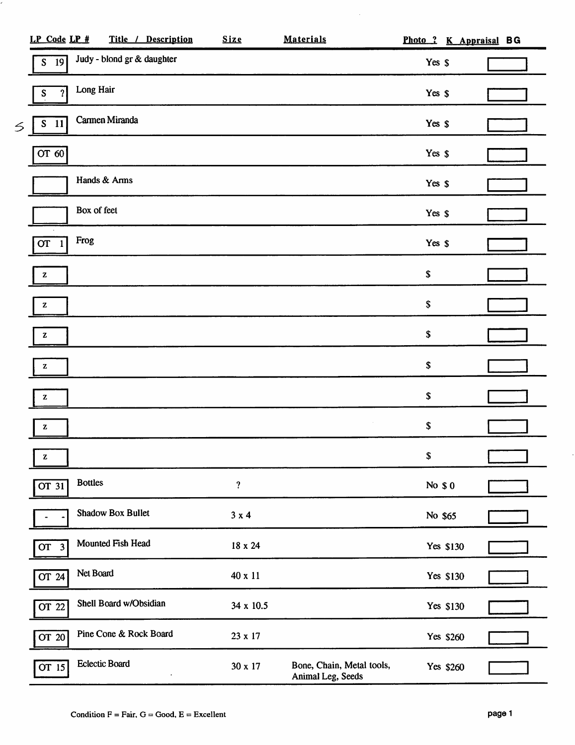| LP Code | LP # | Title / Description | Size | Materials | Photo ? | K Appraisal | BG |
|---|---|---|---|---|---|---|---|
| S | 19 | Judy - blond gr & daughter | | | Yes | $ | |
| S | ? | Long Hair | | | Yes | $ | |
| S | 11 | Carmen Miranda | | | Yes | $ | |
| OT | 60 | | | | Yes | $ | |
| | | Hands & Arms | | | Yes | $ | |
| | | Box of feet | | | Yes | $ | |
| OT | 1 | Frog | | | Yes | $ | |
| z | | | | | | $ | |
| z | | | | | | $ | |
| z | | | | | | $ | |
| z | | | | | | $ | |
| z | | | | | | $ | |
| z | | | | | | $ | |
| z | | | | | | $ | |
| OT | 31 | Bottles | ? | | No | $ 0 | |
| - | - | Shadow Box Bullet | 3 x 4 | | No | $65 | |
| OT | 3 | Mounted Fish Head | 18 x 24 | | Yes | $130 | |
| OT | 24 | Net Board | 40 x 11 | | Yes | $130 | |
| OT | 22 | Shell Board w/Obsidian | 34 x 10.5 | | Yes | $130 | |
| OT | 20 | Pine Cone & Rock Board | 23 x 17 | | Yes | $260 | |
| OT | 15 | Eclectic Board | 30 x 17 | Bone, Chain, Metal tools, Animal Leg, Seeds | Yes | $260 | |

Condition F = Fair, G = Good, E = Excellent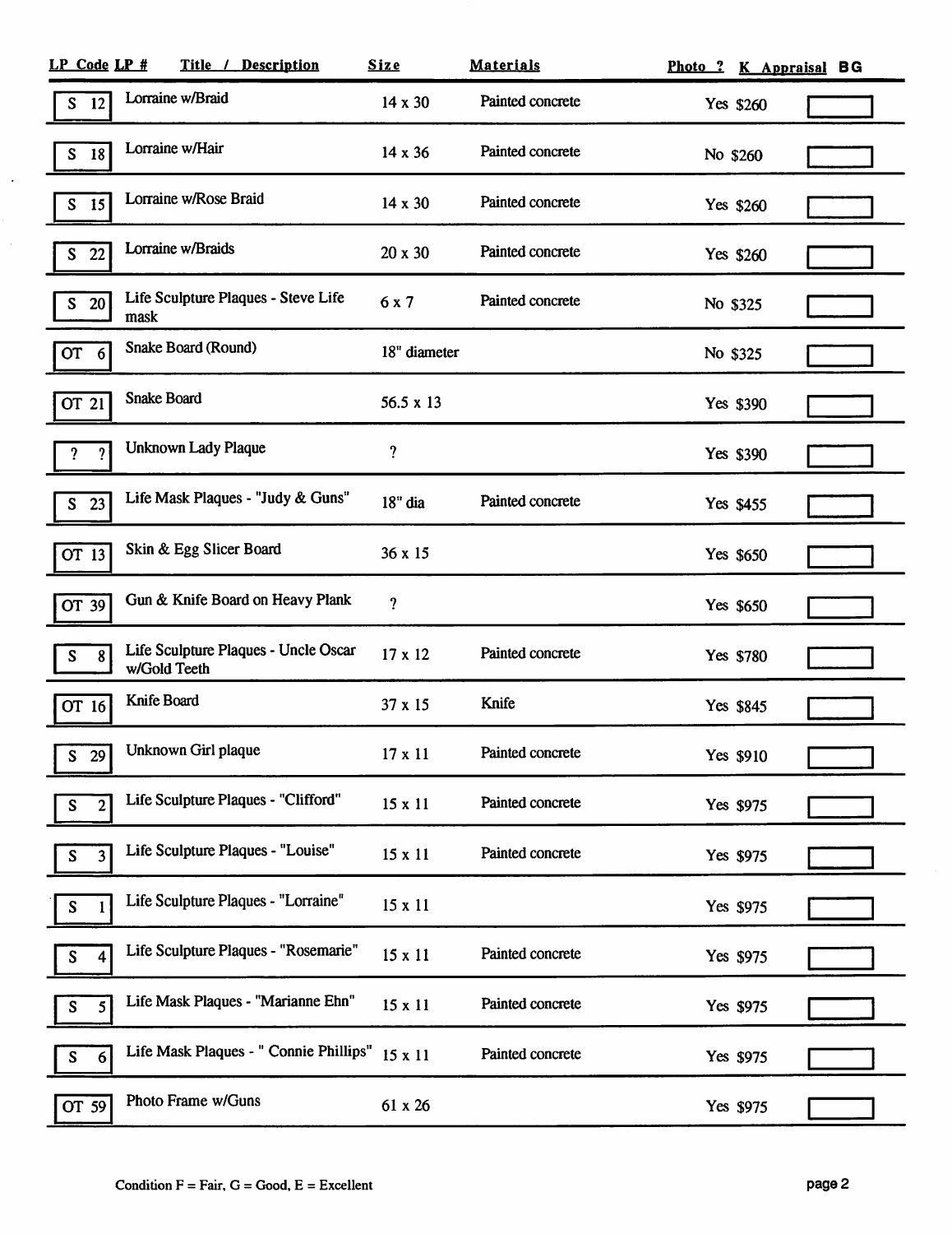| LP Code | LP # | Title / Description | Size | Materials | Photo ? | K Appraisal | BG |
|---|---|---|---|---|---|---|---|
| S | 12 | Lorraine w/Braid | 14 x 30 | Painted concrete | Yes | $260 | |
| S | 18 | Lorraine w/Hair | 14 x 36 | Painted concrete | No | $260 | |
| S | 15 | Lorraine w/Rose Braid | 14 x 30 | Painted concrete | Yes | $260 | |
| S | 22 | Lorraine w/Braids | 20 x 30 | Painted concrete | Yes | $260 | |
| S | 20 | Life Sculpture Plaques - Steve Life mask | 6 x 7 | Painted concrete | No | $325 | |
| OT | 6 | Snake Board (Round) | 18" diameter | | No | $325 | |
| OT | 21 | Snake Board | 56.5 x 13 | | Yes | $390 | |
| ? | ? | Unknown Lady Plaque | ? | | Yes | $390 | |
| S | 23 | Life Mask Plaques - "Judy & Guns" | 18" dia | Painted concrete | Yes | $455 | |
| OT | 13 | Skin & Egg Slicer Board | 36 x 15 | | Yes | $650 | |
| OT | 39 | Gun & Knife Board on Heavy Plank | ? | | Yes | $650 | |
| S | 8 | Life Sculpture Plaques - Uncle Oscar w/Gold Teeth | 17 x 12 | Painted concrete | Yes | $780 | |
| OT | 16 | Knife Board | 37 x 15 | Knife | Yes | $845 | |
| S | 29 | Unknown Girl plaque | 17 x 11 | Painted concrete | Yes | $910 | |
| S | 2 | Life Sculpture Plaques - "Clifford" | 15 x 11 | Painted concrete | Yes | $975 | |
| S | 3 | Life Sculpture Plaques - "Louise" | 15 x 11 | Painted concrete | Yes | $975 | |
| S | 1 | Life Sculpture Plaques - "Lorraine" | 15 x 11 | | Yes | $975 | |
| S | 4 | Life Sculpture Plaques - "Rosemarie" | 15 x 11 | Painted concrete | Yes | $975 | |
| S | 5 | Life Mask Plaques - "Marianne Ehn" | 15 x 11 | Painted concrete | Yes | $975 | |
| S | 6 | Life Mask Plaques - " Connie Phillips" | 15 x 11 | Painted concrete | Yes | $975 | |
| OT | 59 | Photo Frame w/Guns | 61 x 26 | | Yes | $975 | |

Condition F = Fair, G = Good, E = Excellent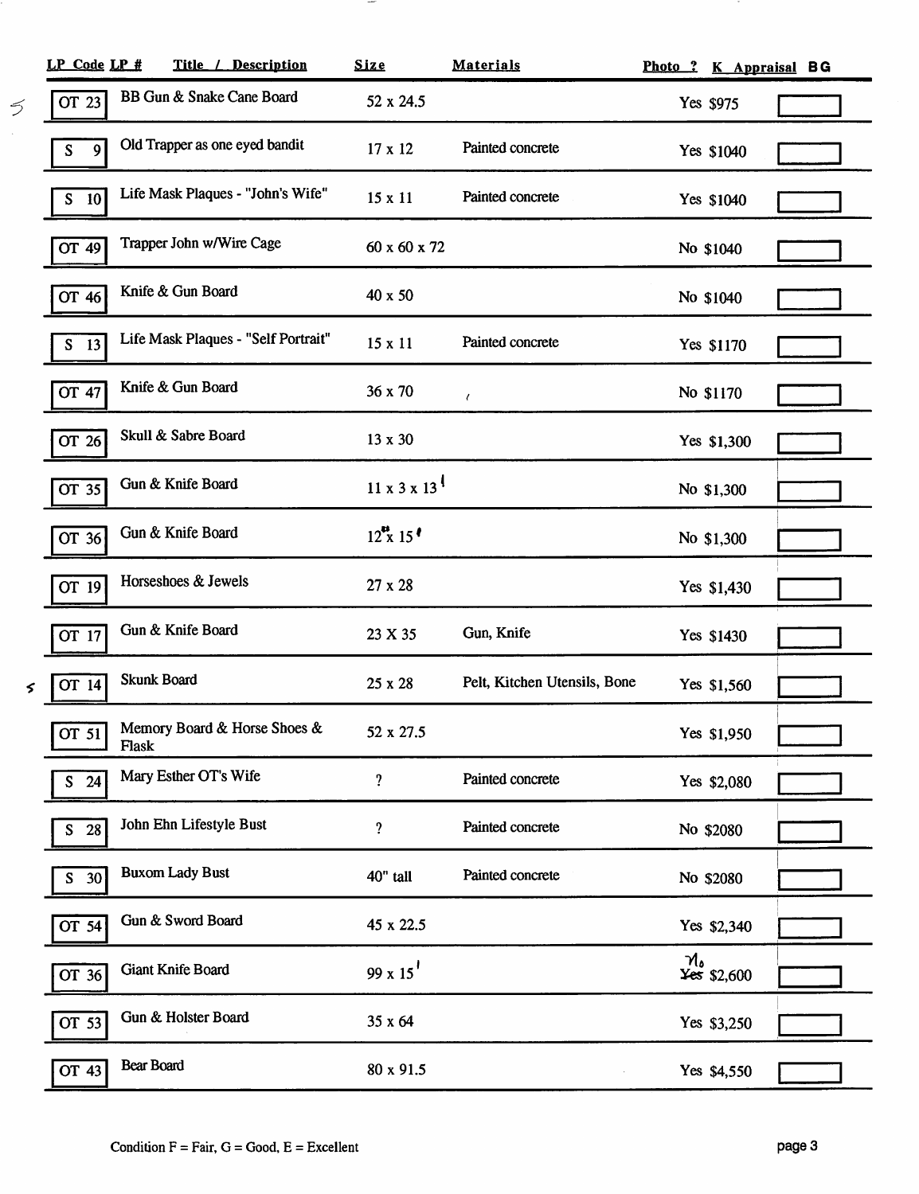| LP Code | LP # | Title / Description | Size | Materials | Photo ? | K Appraisal | BG |
|---|---|---|---|---|---|---|---|
| OT | 23 | BB Gun & Snake Cane Board | 52 x 24.5 | | Yes | $975 | |
| S | 9 | Old Trapper as one eyed bandit | 17 x 12 | Painted concrete | Yes | $1040 | |
| S | 10 | Life Mask Plaques - "John's Wife" | 15 x 11 | Painted concrete | Yes | $1040 | |
| OT | 49 | Trapper John w/Wire Cage | 60 x 60 x 72 | | No | $1040 | |
| OT | 46 | Knife & Gun Board | 40 x 50 | | No | $1040 | |
| S | 13 | Life Mask Plaques - "Self Portrait" | 15 x 11 | Painted concrete | Yes | $1170 | |
| OT | 47 | Knife & Gun Board | 36 x 70 | | No | $1170 | |
| OT | 26 | Skull & Sabre Board | 13 x 30 | | Yes | $1,300 | |
| OT | 35 | Gun & Knife Board | 11 x 3 x 13' | | No | $1,300 | |
| OT | 36 | Gun & Knife Board | 12" x 15' | | No | $1,300 | |
| OT | 19 | Horseshoes & Jewels | 27 x 28 | | Yes | $1,430 | |
| OT | 17 | Gun & Knife Board | 23 X 35 | Gun, Knife | Yes | $1430 | |
| OT | 14 | Skunk Board | 25 x 28 | Pelt, Kitchen Utensils, Bone | Yes | $1,560 | |
| OT | 51 | Memory Board & Horse Shoes & Flask | 52 x 27.5 | | Yes | $1,950 | |
| S | 24 | Mary Esther OT's Wife | ? | Painted concrete | Yes | $2,080 | |
| S | 28 | John Ehn Lifestyle Bust | ? | Painted concrete | No | $2080 | |
| S | 30 | Buxom Lady Bust | 40" tall | Painted concrete | No | $2080 | |
| OT | 54 | Gun & Sword Board | 45 x 22.5 | | Yes | $2,340 | |
| OT | 36 | Giant Knife Board | 99 x 15' | | ~~Yes~~ No | $2,600 | |
| OT | 53 | Gun & Holster Board | 35 x 64 | | Yes | $3,250 | |
| OT | 43 | Bear Board | 80 x 91.5 | | Yes | $4,550 | |

Condition F = Fair, G = Good, E = Excellent